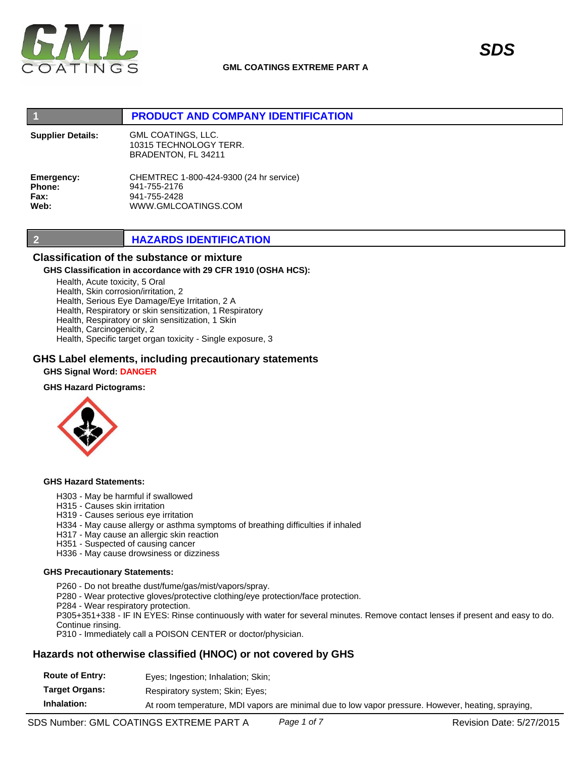# GML COATINGS EXTREME PART A

# SDS

## 1 PRODUCT AND COMPANY IDENTIFICATION

**Supplier Details:** GML COATINGS, LLC.
10315 TECHNOLOGY TERR.
BRADENTON, FL 34211

**Emergency:** CHEMTREC 1-800-424-9300 (24 hr service)
**Phone:** 941-755-2176
**Fax:** 941-755-2428
**Web:** WWW.GMLCOATINGS.COM

## 2 HAZARDS IDENTIFICATION

### Classification of the substance or mixture

**GHS Classification in accordance with 29 CFR 1910 (OSHA HCS):**

Health, Acute toxicity, 5 Oral
Health, Skin corrosion/irritation, 2
Health, Serious Eye Damage/Eye Irritation, 2 A
Health, Respiratory or skin sensitization, 1 Respiratory
Health, Respiratory or skin sensitization, 1 Skin
Health, Carcinogenicity, 2
Health, Specific target organ toxicity - Single exposure, 3

### GHS Label elements, including precautionary statements

**GHS Signal Word: DANGER**

**GHS Hazard Pictograms:**

**GHS Hazard Statements:**

H303 - May be harmful if swallowed
H315 - Causes skin irritation
H319 - Causes serious eye irritation
H334 - May cause allergy or asthma symptoms of breathing difficulties if inhaled
H317 - May cause an allergic skin reaction
H351 - Suspected of causing cancer
H336 - May cause drowsiness or dizziness

**GHS Precautionary Statements:**

P260 - Do not breathe dust/fume/gas/mist/vapors/spray.
P280 - Wear protective gloves/protective clothing/eye protection/face protection.
P284 - Wear respiratory protection.
P305+351+338 - IF IN EYES: Rinse continuously with water for several minutes. Remove contact lenses if present and easy to do. Continue rinsing.
P310 - Immediately call a POISON CENTER or doctor/physician.

### Hazards not otherwise classified (HNOC) or not covered by GHS

**Route of Entry:** Eyes; Ingestion; Inhalation; Skin;

**Target Organs:** Respiratory system; Skin; Eyes;

**Inhalation:** At room temperature, MDI vapors are minimal due to low vapor pressure. However, heating, spraying,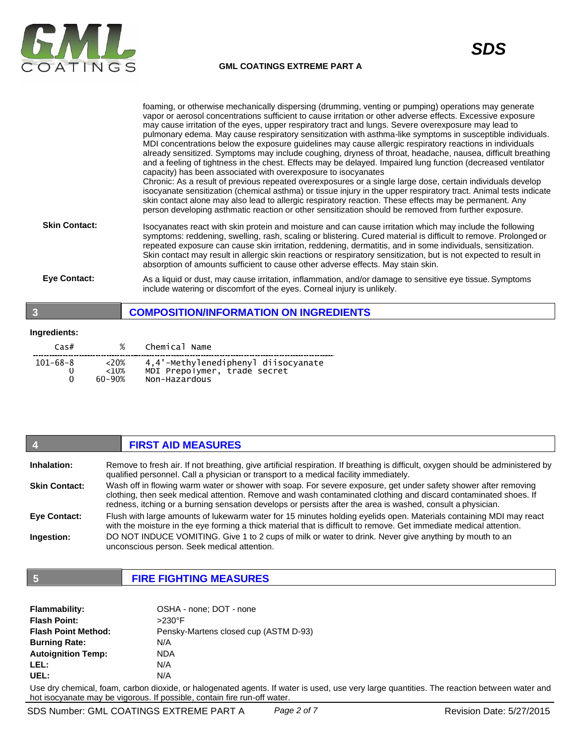foaming, or otherwise mechanically dispersing (drumming, venting or pumping) operations may generate vapor or aerosol concentrations sufficient to cause irritation or other adverse effects. Excessive exposure may cause irritation of the eyes, upper respiratory tract and lungs. Severe overexposure may lead to pulmonary edema. May cause respiratory sensitization with asthma-like symptoms in susceptible individuals. MDI concentrations below the exposure guidelines may cause allergic respiratory reactions in individuals already sensitized. Symptoms may include coughing, dryness of throat, headache, nausea, difficult breathing and a feeling of tightness in the chest. Effects may be delayed. Impaired lung function (decreased ventilator capacity) has been associated with overexposure to isocyanates
Chronic: As a result of previous repeated overexposures or a single large dose, certain individuals develop isocyanate sensitization (chemical asthma) or tissue injury in the upper respiratory tract. Animal tests indicate skin contact alone may also lead to allergic respiratory reaction. These effects may be permanent. Any person developing asthmatic reaction or other sensitization should be removed from further exposure.

**Skin Contact:** Isocyanates react with skin protein and moisture and can cause irritation which may include the following symptoms: reddening, swelling, rash, scaling or blistering. Cured material is difficult to remove. Prolonged or repeated exposure can cause skin irritation, reddening, dermatitis, and in some individuals, sensitization. Skin contact may result in allergic skin reactions or respiratory sensitization, but is not expected to result in absorption of amounts sufficient to cause other adverse effects. May stain skin.

**Eye Contact:** As a liquid or dust, may cause irritation, inflammation, and/or damage to sensitive eye tissue. Symptoms include watering or discomfort of the eyes. Corneal injury is unlikely.

## 3 COMPOSITION/INFORMATION ON INGREDIENTS

**Ingredients:**

| Cas# | % | Chemical Name |
|---|---|---|
| 101-68-8 | <20% | 4,4'-Methylenediphenyl diisocyanate |
| 0 | <10% | MDI Prepolymer, trade secret |
| 0 | 60-90% | Non-Hazardous |

## 4 FIRST AID MEASURES

**Inhalation:** Remove to fresh air. If not breathing, give artificial respiration. If breathing is difficult, oxygen should be administered by qualified personnel. Call a physician or transport to a medical facility immediately.

**Skin Contact:** Wash off in flowing warm water or shower with soap. For severe exposure, get under safety shower after removing clothing, then seek medical attention. Remove and wash contaminated clothing and discard contaminated shoes. If redness, itching or a burning sensation develops or persists after the area is washed, consult a physician.

**Eye Contact:** Flush with large amounts of lukewarm water for 15 minutes holding eyelids open. Materials containing MDI may react with the moisture in the eye forming a thick material that is difficult to remove. Get immediate medical attention.

**Ingestion:** DO NOT INDUCE VOMITING. Give 1 to 2 cups of milk or water to drink. Never give anything by mouth to an unconscious person. Seek medical attention.

## 5 FIRE FIGHTING MEASURES

**Flammability:** OSHA - none; DOT - none
**Flash Point:** >230°F
**Flash Point Method:** Pensky-Martens closed cup (ASTM D-93)
**Burning Rate:** N/A
**Autoignition Temp:** NDA
**LEL:** N/A
**UEL:** N/A

Use dry chemical, foam, carbon dioxide, or halogenated agents. If water is used, use very large quantities. The reaction between water and hot isocyanate may be vigorous. If possible, contain fire run-off water.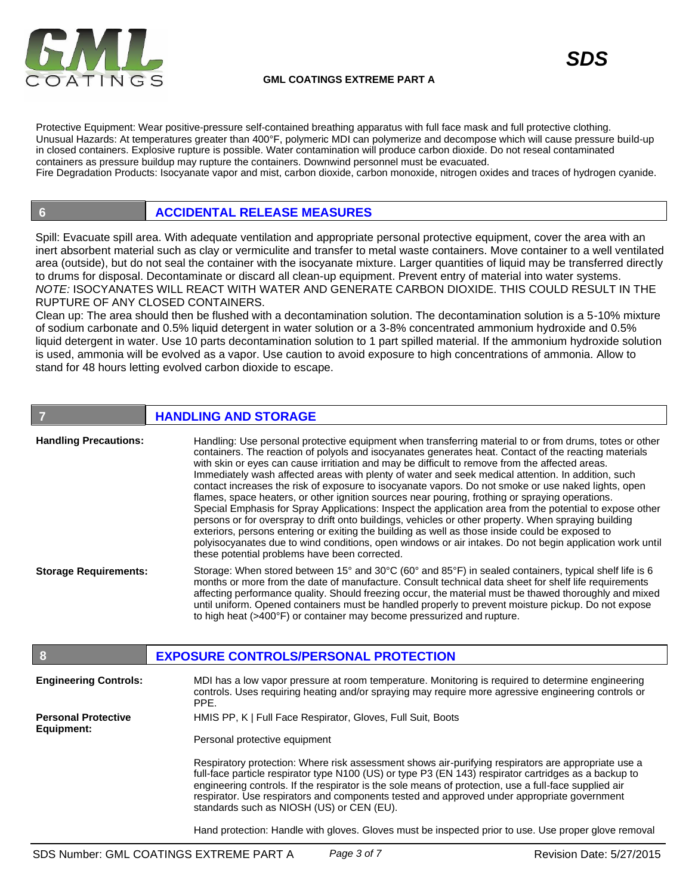Protective Equipment: Wear positive-pressure self-contained breathing apparatus with full face mask and full protective clothing.
Unusual Hazards: At temperatures greater than 400°F, polymeric MDI can polymerize and decompose which will cause pressure build-up in closed containers. Explosive rupture is possible. Water contamination will produce carbon dioxide. Do not reseal contaminated containers as pressure buildup may rupture the containers. Downwind personnel must be evacuated.
Fire Degradation Products: Isocyanate vapor and mist, carbon dioxide, carbon monoxide, nitrogen oxides and traces of hydrogen cyanide.

## 6 ACCIDENTAL RELEASE MEASURES

Spill: Evacuate spill area. With adequate ventilation and appropriate personal protective equipment, cover the area with an inert absorbent material such as clay or vermiculite and transfer to metal waste containers. Move container to a well ventilated area (outside), but do not seal the container with the isocyanate mixture. Larger quantities of liquid may be transferred directly to drums for disposal. Decontaminate or discard all clean-up equipment. Prevent entry of material into water systems.
*NOTE:* ISOCYANATES WILL REACT WITH WATER AND GENERATE CARBON DIOXIDE. THIS COULD RESULT IN THE RUPTURE OF ANY CLOSED CONTAINERS.
Clean up: The area should then be flushed with a decontamination solution. The decontamination solution is a 5-10% mixture of sodium carbonate and 0.5% liquid detergent in water solution or a 3-8% concentrated ammonium hydroxide and 0.5% liquid detergent in water. Use 10 parts decontamination solution to 1 part spilled material. If the ammonium hydroxide solution is used, ammonia will be evolved as a vapor. Use caution to avoid exposure to high concentrations of ammonia. Allow to stand for 48 hours letting evolved carbon dioxide to escape.

## 7 HANDLING AND STORAGE

**Handling Precautions:**

Handling: Use personal protective equipment when transferring material to or from drums, totes or other containers. The reaction of polyols and isocyanates generates heat. Contact of the reacting materials with skin or eyes can cause irritiation and may be difficult to remove from the affected areas. Immediately wash affected areas with plenty of water and seek medical attention. In addition, such contact increases the risk of exposure to isocyanate vapors. Do not smoke or use naked lights, open flames, space heaters, or other ignition sources near pouring, frothing or spraying operations. Special Emphasis for Spray Applications: Inspect the application area from the potential to expose other persons or for overspray to drift onto buildings, vehicles or other property. When spraying building exteriors, persons entering or exiting the building as well as those inside could be exposed to polyisocyanates due to wind conditions, open windows or air intakes. Do not begin application work until these potential problems have been corrected.

**Storage Requirements:**

Storage: When stored between 15° and 30°C (60° and 85°F) in sealed containers, typical shelf life is 6 months or more from the date of manufacture. Consult technical data sheet for shelf life requirements affecting performance quality. Should freezing occur, the material must be thawed thoroughly and mixed until uniform. Opened containers must be handled properly to prevent moisture pickup. Do not expose to high heat (>400°F) or container may become pressurized and rupture.

## 8 EXPOSURE CONTROLS/PERSONAL PROTECTION

**Engineering Controls:**

MDI has a low vapor pressure at room temperature. Monitoring is required to determine engineering controls. Uses requiring heating and/or spraying may require more agressive engineering controls or PPE.

**Personal Protective Equipment:**

HMIS PP, K | Full Face Respirator, Gloves, Full Suit, Boots

Personal protective equipment

Respiratory protection: Where risk assessment shows air-purifying respirators are appropriate use a full-face particle respirator type N100 (US) or type P3 (EN 143) respirator cartridges as a backup to engineering controls. If the respirator is the sole means of protection, use a full-face supplied air respirator. Use respirators and components tested and approved under appropriate government standards such as NIOSH (US) or CEN (EU).

Hand protection: Handle with gloves. Gloves must be inspected prior to use. Use proper glove removal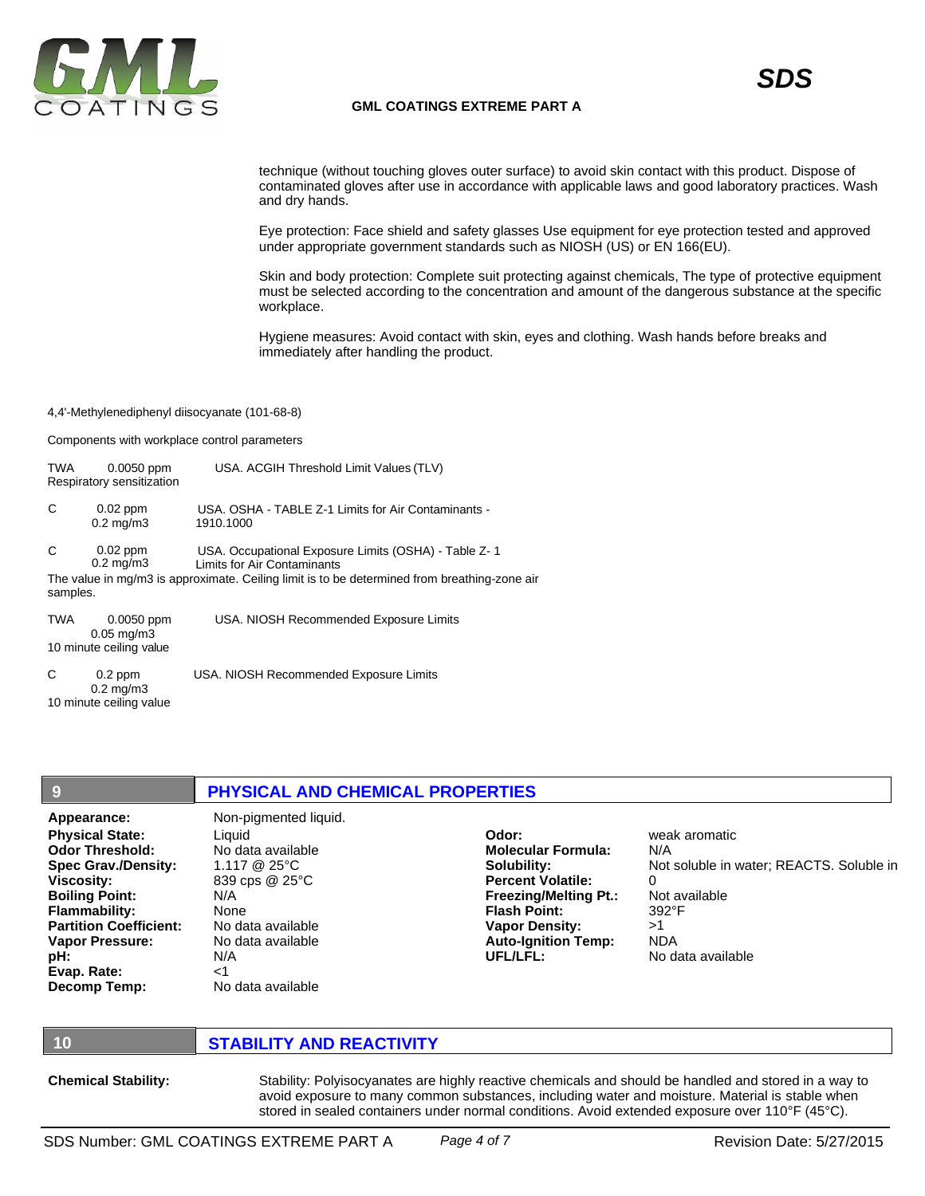technique (without touching gloves outer surface) to avoid skin contact with this product. Dispose of contaminated gloves after use in accordance with applicable laws and good laboratory practices. Wash and dry hands.

Eye protection: Face shield and safety glasses Use equipment for eye protection tested and approved under appropriate government standards such as NIOSH (US) or EN 166(EU).

Skin and body protection: Complete suit protecting against chemicals, The type of protective equipment must be selected according to the concentration and amount of the dangerous substance at the specific workplace.

Hygiene measures: Avoid contact with skin, eyes and clothing. Wash hands before breaks and immediately after handling the product.

4,4'-Methylenediphenyl diisocyanate (101-68-8)

Components with workplace control parameters

TWA 0.0050 ppm USA. ACGIH Threshold Limit Values (TLV)
Respiratory sensitization

C 0.02 ppm 0.2 mg/m3 USA. OSHA - TABLE Z-1 Limits for Air Contaminants - 1910.1000

C 0.02 ppm 0.2 mg/m3 USA. Occupational Exposure Limits (OSHA) - Table Z- 1 Limits for Air Contaminants
The value in mg/m3 is approximate. Ceiling limit is to be determined from breathing-zone air samples.

TWA 0.0050 ppm 0.05 mg/m3 USA. NIOSH Recommended Exposure Limits
10 minute ceiling value

C 0.2 ppm 0.2 mg/m3 USA. NIOSH Recommended Exposure Limits
10 minute ceiling value

## 9 PHYSICAL AND CHEMICAL PROPERTIES

| | | | |
|---|---|---|---|
| **Appearance:** | Non-pigmented liquid. | | |
| **Physical State:** | Liquid | **Odor:** | weak aromatic |
| **Odor Threshold:** | No data available | **Molecular Formula:** | N/A |
| **Spec Grav./Density:** | 1.117 @ 25°C | **Solubility:** | Not soluble in water; REACTS. Soluble in |
| **Viscosity:** | 839 cps @ 25°C | **Percent Volatile:** | 0 |
| **Boiling Point:** | N/A | **Freezing/Melting Pt.:** | Not available |
| **Flammability:** | None | **Flash Point:** | 392°F |
| **Partition Coefficient:** | No data available | **Vapor Density:** | >1 |
| **Vapor Pressure:** | No data available | **Auto-Ignition Temp:** | NDA |
| **pH:** | N/A | **UFL/LFL:** | No data available |
| **Evap. Rate:** | <1 | | |
| **Decomp Temp:** | No data available | | |

## 10 STABILITY AND REACTIVITY

**Chemical Stability:** Stability: Polyisocyanates are highly reactive chemicals and should be handled and stored in a way to avoid exposure to many common substances, including water and moisture. Material is stable when stored in sealed containers under normal conditions. Avoid extended exposure over 110°F (45°C).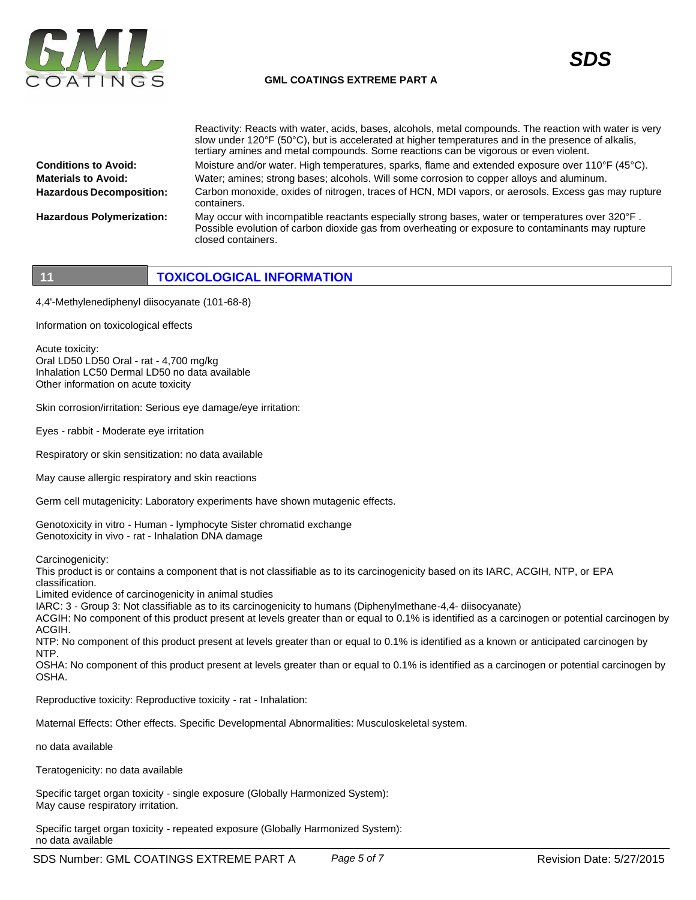Reactivity: Reacts with water, acids, bases, alcohols, metal compounds. The reaction with water is very slow under 120°F (50°C), but is accelerated at higher temperatures and in the presence of alkalis, tertiary amines and metal compounds. Some reactions can be vigorous or even violent.

**Conditions to Avoid:** Moisture and/or water. High temperatures, sparks, flame and extended exposure over 110°F (45°C).

**Materials to Avoid:** Water; amines; strong bases; alcohols. Will some corrosion to copper alloys and aluminum.

**Hazardous Decomposition:** Carbon monoxide, oxides of nitrogen, traces of HCN, MDI vapors, or aerosols. Excess gas may rupture containers.

**Hazardous Polymerization:** May occur with incompatible reactants especially strong bases, water or temperatures over 320°F . Possible evolution of carbon dioxide gas from overheating or exposure to contaminants may rupture closed containers.

## 11 TOXICOLOGICAL INFORMATION

4,4'-Methylenediphenyl diisocyanate (101-68-8)

Information on toxicological effects

Acute toxicity:
Oral LD50 LD50 Oral - rat - 4,700 mg/kg
Inhalation LC50 Dermal LD50 no data available
Other information on acute toxicity

Skin corrosion/irritation: Serious eye damage/eye irritation:

Eyes - rabbit - Moderate eye irritation

Respiratory or skin sensitization: no data available

May cause allergic respiratory and skin reactions

Germ cell mutagenicity: Laboratory experiments have shown mutagenic effects.

Genotoxicity in vitro - Human - lymphocyte Sister chromatid exchange
Genotoxicity in vivo - rat - Inhalation DNA damage

Carcinogenicity:
This product is or contains a component that is not classifiable as to its carcinogenicity based on its IARC, ACGIH, NTP, or EPA classification.
Limited evidence of carcinogenicity in animal studies
IARC: 3 - Group 3: Not classifiable as to its carcinogenicity to humans (Diphenylmethane-4,4- diisocyanate)
ACGIH: No component of this product present at levels greater than or equal to 0.1% is identified as a carcinogen or potential carcinogen by ACGIH.
NTP: No component of this product present at levels greater than or equal to 0.1% is identified as a known or anticipated carcinogen by NTP.
OSHA: No component of this product present at levels greater than or equal to 0.1% is identified as a carcinogen or potential carcinogen by OSHA.

Reproductive toxicity: Reproductive toxicity - rat - Inhalation:

Maternal Effects: Other effects. Specific Developmental Abnormalities: Musculoskeletal system.

no data available

Teratogenicity: no data available

Specific target organ toxicity - single exposure (Globally Harmonized System):
May cause respiratory irritation.

Specific target organ toxicity - repeated exposure (Globally Harmonized System):
no data available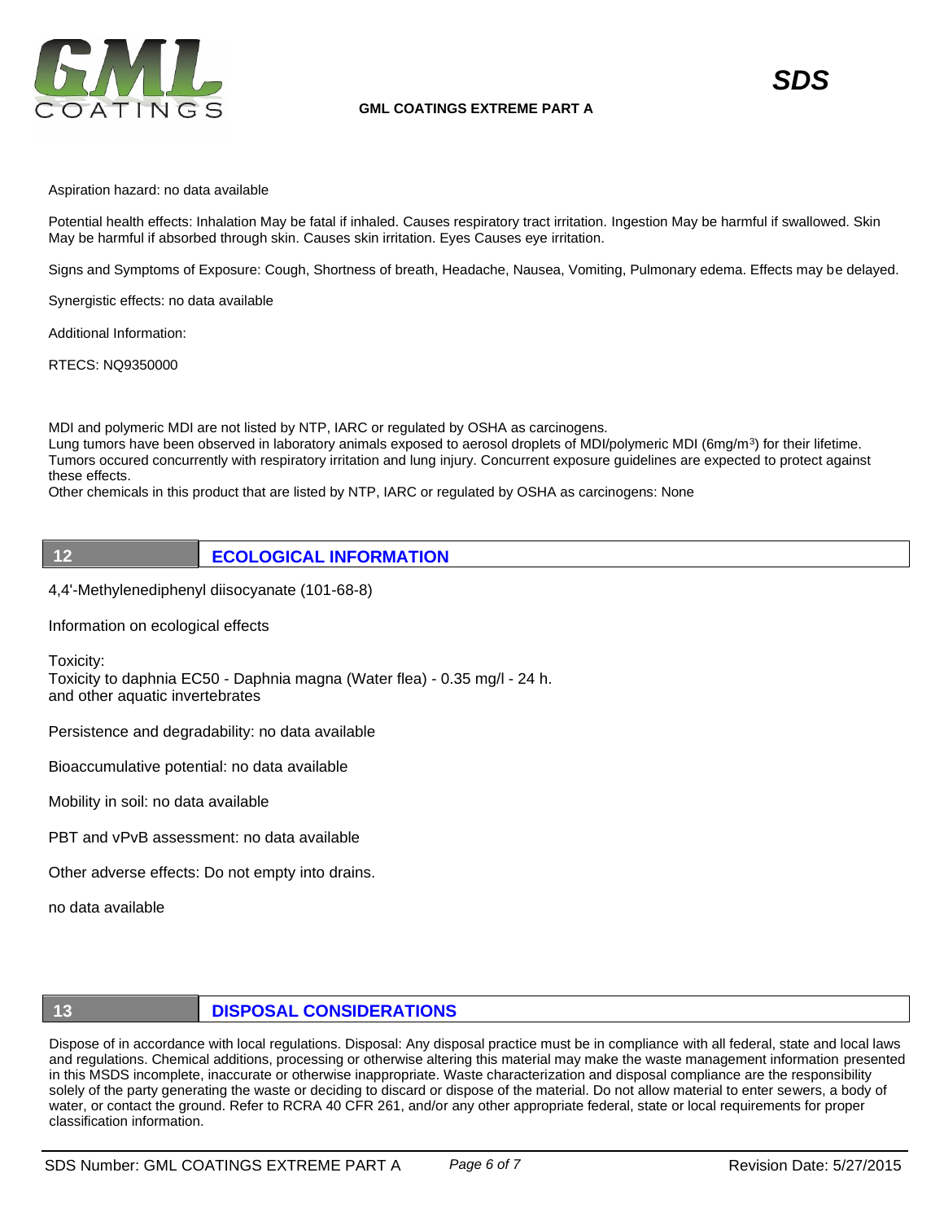Aspiration hazard: no data available

Potential health effects: Inhalation May be fatal if inhaled. Causes respiratory tract irritation. Ingestion May be harmful if swallowed. Skin May be harmful if absorbed through skin. Causes skin irritation. Eyes Causes eye irritation.

Signs and Symptoms of Exposure: Cough, Shortness of breath, Headache, Nausea, Vomiting, Pulmonary edema. Effects may be delayed.

Synergistic effects: no data available

Additional Information:

RTECS: NQ9350000

MDI and polymeric MDI are not listed by NTP, IARC or regulated by OSHA as carcinogens.
Lung tumors have been observed in laboratory animals exposed to aerosol droplets of MDI/polymeric MDI (6mg/m$^3$) for their lifetime. Tumors occured concurrently with respiratory irritation and lung injury. Concurrent exposure guidelines are expected to protect against these effects.
Other chemicals in this product that are listed by NTP, IARC or regulated by OSHA as carcinogens: None

## 12 ECOLOGICAL INFORMATION

4,4'-Methylenediphenyl diisocyanate (101-68-8)

Information on ecological effects

Toxicity:
Toxicity to daphnia EC50 - Daphnia magna (Water flea) - 0.35 mg/l - 24 h.
and other aquatic invertebrates

Persistence and degradability: no data available

Bioaccumulative potential: no data available

Mobility in soil: no data available

PBT and vPvB assessment: no data available

Other adverse effects: Do not empty into drains.

no data available

## 13 DISPOSAL CONSIDERATIONS

Dispose of in accordance with local regulations. Disposal: Any disposal practice must be in compliance with all federal, state and local laws and regulations. Chemical additions, processing or otherwise altering this material may make the waste management information presented in this MSDS incomplete, inaccurate or otherwise inappropriate. Waste characterization and disposal compliance are the responsibility solely of the party generating the waste or deciding to discard or dispose of the material. Do not allow material to enter sewers, a body of water, or contact the ground. Refer to RCRA 40 CFR 261, and/or any other appropriate federal, state or local requirements for proper classification information.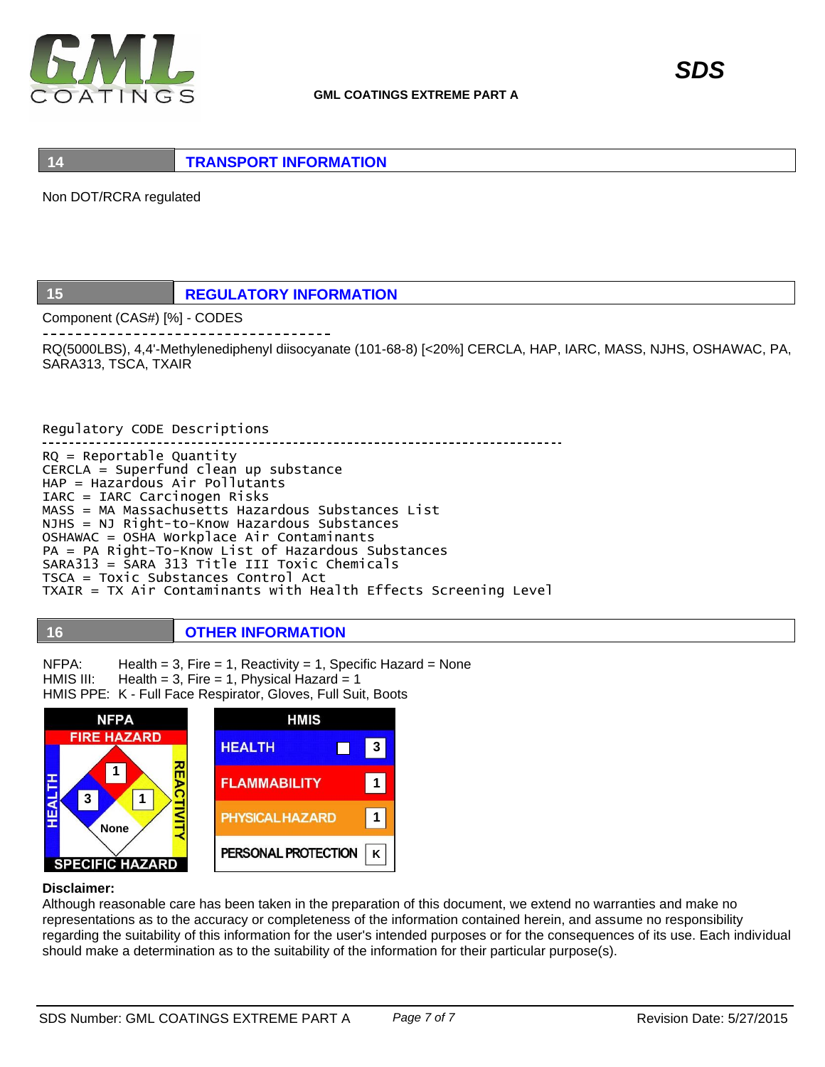## 14 TRANSPORT INFORMATION

Non DOT/RCRA regulated

## 15 REGULATORY INFORMATION

Component (CAS#) [%] - CODES

-----------------------------------

RQ(5000LBS), 4,4'-Methylenediphenyl diisocyanate (101-68-8) [<20%] CERCLA, HAP, IARC, MASS, NJHS, OSHAWAC, PA, SARA313, TSCA, TXAIR

```
Regulatory CODE Descriptions
----------------------------------------------------------------
RQ = Reportable Quantity
CERCLA = Superfund clean up substance
HAP = Hazardous Air Pollutants
IARC = IARC Carcinogen Risks
MASS = MA Massachusetts Hazardous Substances List
NJHS = NJ Right-to-Know Hazardous Substances
OSHAWAC = OSHA Workplace Air Contaminants
PA = PA Right-To-Know List of Hazardous Substances
SARA313 = SARA 313 Title III Toxic Chemicals
TSCA = Toxic Substances Control Act
TXAIR = TX Air Contaminants with Health Effects Screening Level
```

## 16 OTHER INFORMATION

NFPA: Health = 3, Fire = 1, Reactivity = 1, Specific Hazard = None
HMIS III: Health = 3, Fire = 1, Physical Hazard = 1
HMIS PPE: K - Full Face Respirator, Gloves, Full Suit, Boots

NFPA
FIRE HAZARD
1
HEALTH
3
REACTIVITY
1
None
SPECIFIC HAZARD

| HMIS | |
|---|---|
| HEALTH | 3 |
| FLAMMABILITY | 1 |
| PHYSICAL HAZARD | 1 |
| PERSONAL PROTECTION | K |

**Disclaimer:**
Although reasonable care has been taken in the preparation of this document, we extend no warranties and make no representations as to the accuracy or completeness of the information contained herein, and assume no responsibility regarding the suitability of this information for the user's intended purposes or for the consequences of its use. Each individual should make a determination as to the suitability of the information for their particular purpose(s).